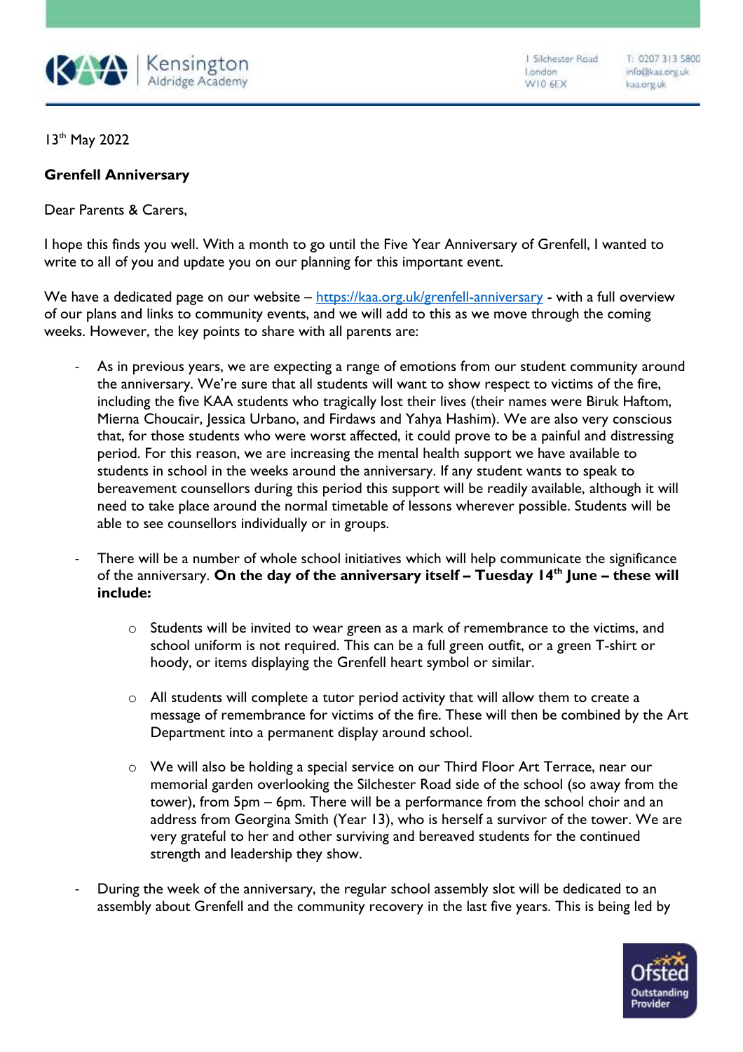Kensington Aldridge Academy

1 Silchester Road
London
W10 6EX

T: 0207 313 5800
info@kaa.org.uk
kaa.org.uk

13th May 2022

**Grenfell Anniversary**

Dear Parents & Carers,

I hope this finds you well. With a month to go until the Five Year Anniversary of Grenfell, I wanted to write to all of you and update you on our planning for this important event.

We have a dedicated page on our website – [https://kaa.org.uk/grenfell-anniversary](https://kaa.org.uk/grenfell-anniversary) - with a full overview of our plans and links to community events, and we will add to this as we move through the coming weeks. However, the key points to share with all parents are:

- As in previous years, we are expecting a range of emotions from our student community around the anniversary. We're sure that all students will want to show respect to victims of the fire, including the five KAA students who tragically lost their lives (their names were Biruk Haftom, Mierna Choucair, Jessica Urbano, and Firdaws and Yahya Hashim). We are also very conscious that, for those students who were worst affected, it could prove to be a painful and distressing period. For this reason, we are increasing the mental health support we have available to students in school in the weeks around the anniversary. If any student wants to speak to bereavement counsellors during this period this support will be readily available, although it will need to take place around the normal timetable of lessons wherever possible. Students will be able to see counsellors individually or in groups.

- There will be a number of whole school initiatives which will help communicate the significance of the anniversary. **On the day of the anniversary itself – Tuesday 14th June – these will include:**

    - Students will be invited to wear green as a mark of remembrance to the victims, and school uniform is not required. This can be a full green outfit, or a green T-shirt or hoody, or items displaying the Grenfell heart symbol or similar.

    - All students will complete a tutor period activity that will allow them to create a message of remembrance for victims of the fire. These will then be combined by the Art Department into a permanent display around school.

    - We will also be holding a special service on our Third Floor Art Terrace, near our memorial garden overlooking the Silchester Road side of the school (so away from the tower), from 5pm – 6pm. There will be a performance from the school choir and an address from Georgina Smith (Year 13), who is herself a survivor of the tower. We are very grateful to her and other surviving and bereaved students for the continued strength and leadership they show.

- During the week of the anniversary, the regular school assembly slot will be dedicated to an assembly about Grenfell and the community recovery in the last five years. This is being led by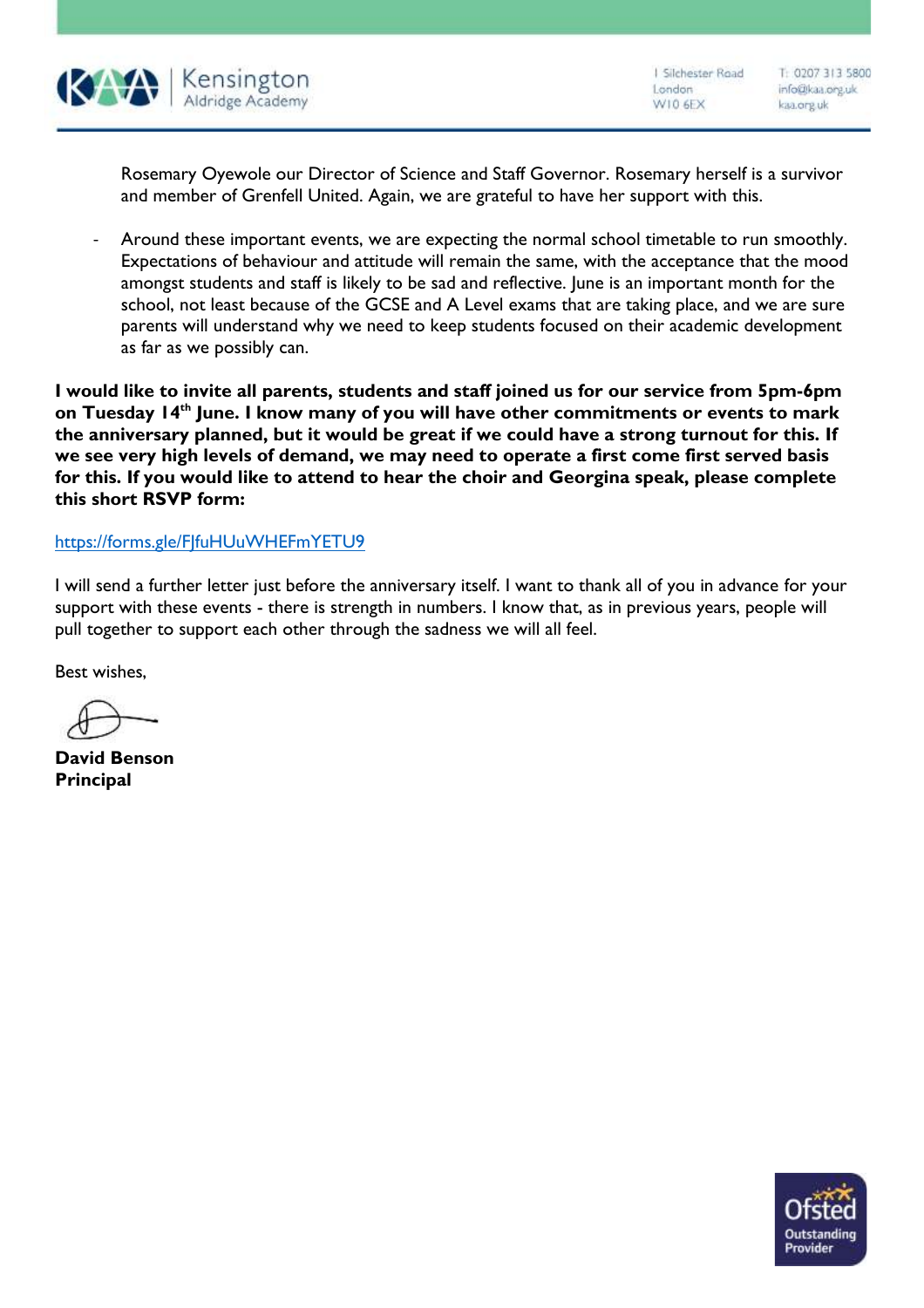Rosemary Oyewole our Director of Science and Staff Governor. Rosemary herself is a survivor and member of Grenfell United. Again, we are grateful to have her support with this.

- Around these important events, we are expecting the normal school timetable to run smoothly. Expectations of behaviour and attitude will remain the same, with the acceptance that the mood amongst students and staff is likely to be sad and reflective. June is an important month for the school, not least because of the GCSE and A Level exams that are taking place, and we are sure parents will understand why we need to keep students focused on their academic development as far as we possibly can.

**I would like to invite all parents, students and staff joined us for our service from 5pm-6pm on Tuesday 14th June. I know many of you will have other commitments or events to mark the anniversary planned, but it would be great if we could have a strong turnout for this. If we see very high levels of demand, we may need to operate a first come first served basis for this. If you would like to attend to hear the choir and Georgina speak, please complete this short RSVP form:**

https://forms.gle/FJfuHUuWHEFmYETU9

I will send a further letter just before the anniversary itself. I want to thank all of you in advance for your support with these events - there is strength in numbers. I know that, as in previous years, people will pull together to support each other through the sadness we will all feel.

Best wishes,

**David Benson**
**Principal**